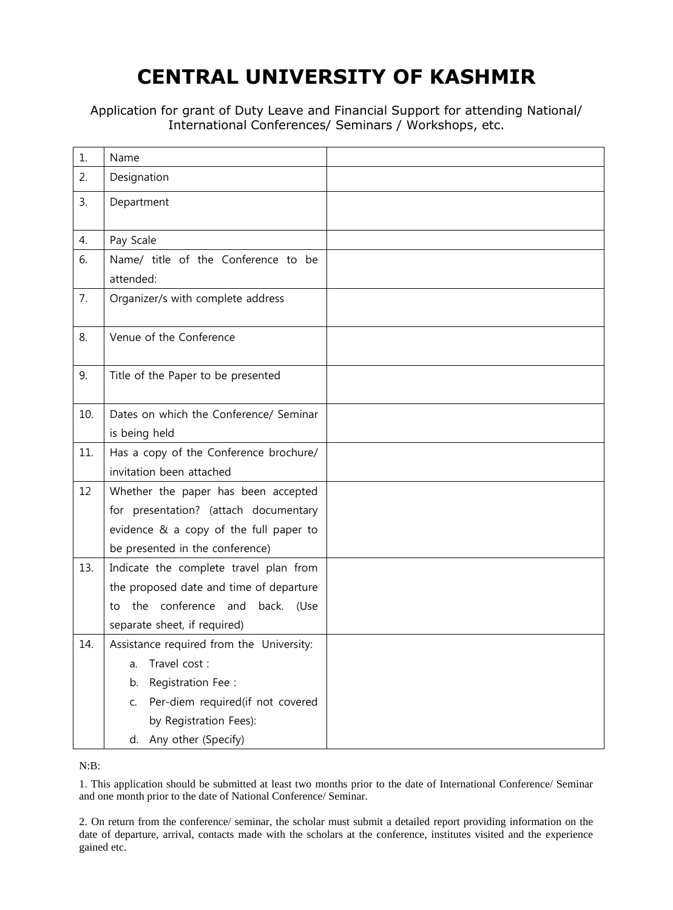# CENTRAL UNIVERSITY OF KASHMIR

Application for grant of Duty Leave and Financial Support for attending National/ International Conferences/ Seminars / Workshops, etc.

| | | |
|---|---|---|
| 1. | Name | |
| 2. | Designation | |
| 3. | Department | |
| 4. | Pay Scale | |
| 6. | Name/ title of the Conference to be attended: | |
| 7. | Organizer/s with complete address | |
| 8. | Venue of the Conference | |
| 9. | Title of the Paper to be presented | |
| 10. | Dates on which the Conference/ Seminar is being held | |
| 11. | Has a copy of the Conference brochure/ invitation been attached | |
| 12 | Whether the paper has been accepted for presentation? (attach documentary evidence & a copy of the full paper to be presented in the conference) | |
| 13. | Indicate the complete travel plan from the proposed date and time of departure to the conference and back. (Use separate sheet, if required) | |
| 14. | Assistance required from the University:<br>a. Travel cost :<br>b. Registration Fee :<br>c. Per-diem required(if not covered by Registration Fees):<br>d. Any other (Specify) | |

N:B:

1. This application should be submitted at least two months prior to the date of International Conference/ Seminar and one month prior to the date of National Conference/ Seminar.

2. On return from the conference/ seminar, the scholar must submit a detailed report providing information on the date of departure, arrival, contacts made with the scholars at the conference, institutes visited and the experience gained etc.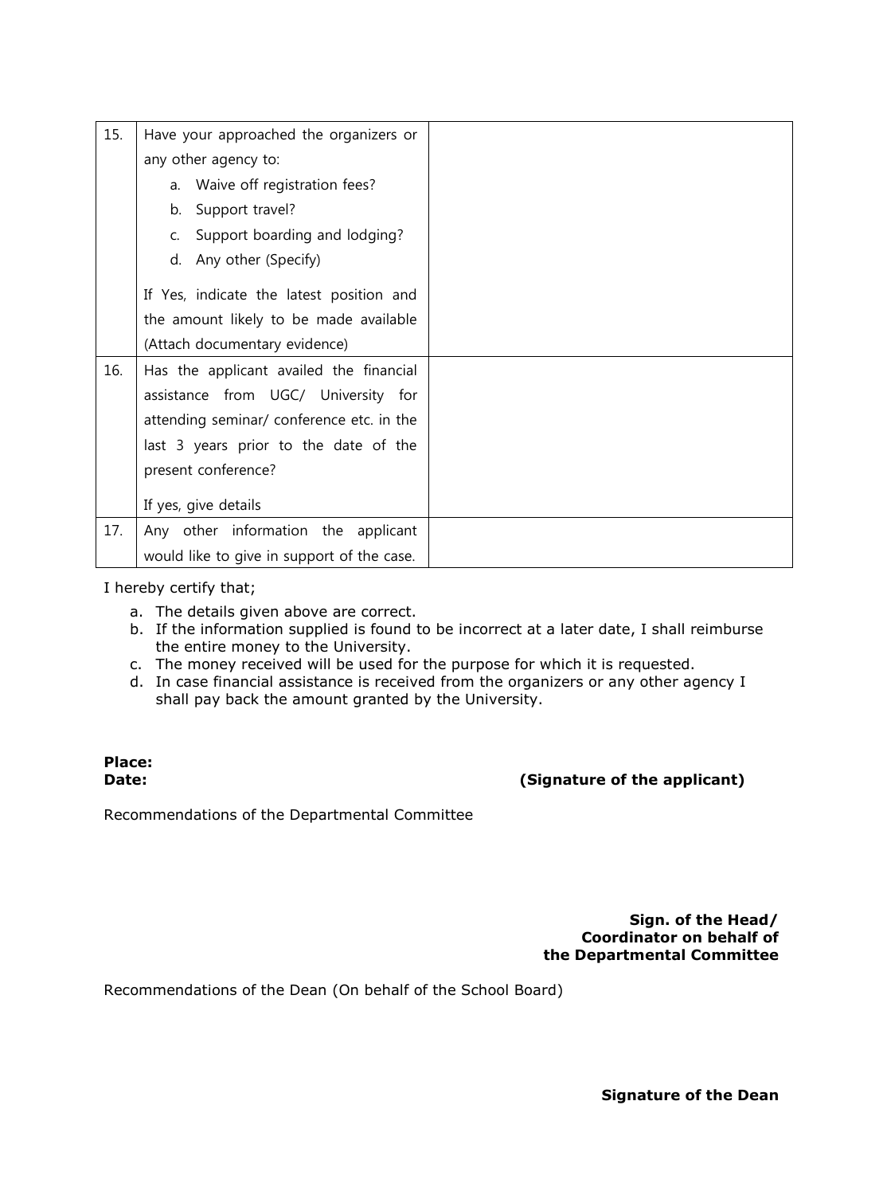| | | |
|---|---|---|
| 15. | Have your approached the organizers or any other agency to:<br>a. Waive off registration fees?<br>b. Support travel?<br>c. Support boarding and lodging?<br>d. Any other (Specify)<br><br>If Yes, indicate the latest position and the amount likely to be made available (Attach documentary evidence) | |
| 16. | Has the applicant availed the financial assistance from UGC/ University for attending seminar/ conference etc. in the last 3 years prior to the date of the present conference?<br><br>If yes, give details | |
| 17. | Any other information the applicant would like to give in support of the case. | |

I hereby certify that;

a. The details given above are correct.
b. If the information supplied is found to be incorrect at a later date, I shall reimburse the entire money to the University.
c. The money received will be used for the purpose for which it is requested.
d. In case financial assistance is received from the organizers or any other agency I shall pay back the amount granted by the University.

**Place:**
**Date:** **(Signature of the applicant)**

Recommendations of the Departmental Committee

**Sign. of the Head/ Coordinator on behalf of the Departmental Committee**

Recommendations of the Dean (On behalf of the School Board)

**Signature of the Dean**